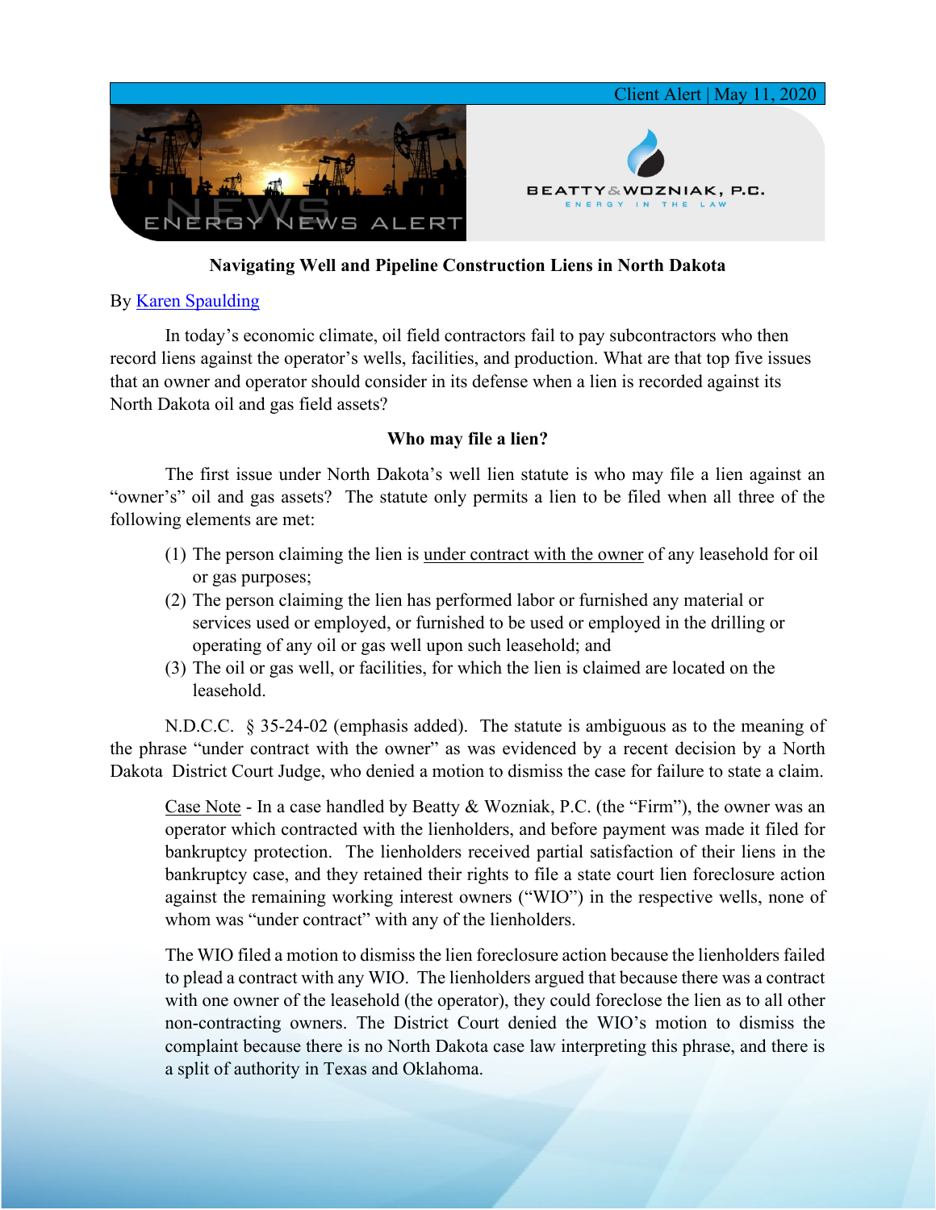Client Alert | May 11, 2020

ENERGY NEWS ALERT

BEATTY & WOZNIAK, P.C.
ENERGY IN THE LAW

**Navigating Well and Pipeline Construction Liens in North Dakota**

By [Karen Spaulding]

In today's economic climate, oil field contractors fail to pay subcontractors who then record liens against the operator's wells, facilities, and production. What are that top five issues that an owner and operator should consider in its defense when a lien is recorded against its North Dakota oil and gas field assets?

**Who may file a lien?**

The first issue under North Dakota's well lien statute is who may file a lien against an "owner's" oil and gas assets? The statute only permits a lien to be filed when all three of the following elements are met:

(1) The person claiming the lien is <u>under contract with the owner</u> of any leasehold for oil or gas purposes;
(2) The person claiming the lien has performed labor or furnished any material or services used or employed, or furnished to be used or employed in the drilling or operating of any oil or gas well upon such leasehold; and
(3) The oil or gas well, or facilities, for which the lien is claimed are located on the leasehold.

N.D.C.C. § 35-24-02 (emphasis added). The statute is ambiguous as to the meaning of the phrase "under contract with the owner" as was evidenced by a recent decision by a North Dakota District Court Judge, who denied a motion to dismiss the case for failure to state a claim.

> <u>Case Note</u> - In a case handled by Beatty & Wozniak, P.C. (the "Firm"), the owner was an operator which contracted with the lienholders, and before payment was made it filed for bankruptcy protection. The lienholders received partial satisfaction of their liens in the bankruptcy case, and they retained their rights to file a state court lien foreclosure action against the remaining working interest owners ("WIO") in the respective wells, none of whom was "under contract" with any of the lienholders.
>
> The WIO filed a motion to dismiss the lien foreclosure action because the lienholders failed to plead a contract with any WIO. The lienholders argued that because there was a contract with one owner of the leasehold (the operator), they could foreclose the lien as to all other non-contracting owners. The District Court denied the WIO's motion to dismiss the complaint because there is no North Dakota case law interpreting this phrase, and there is a split of authority in Texas and Oklahoma.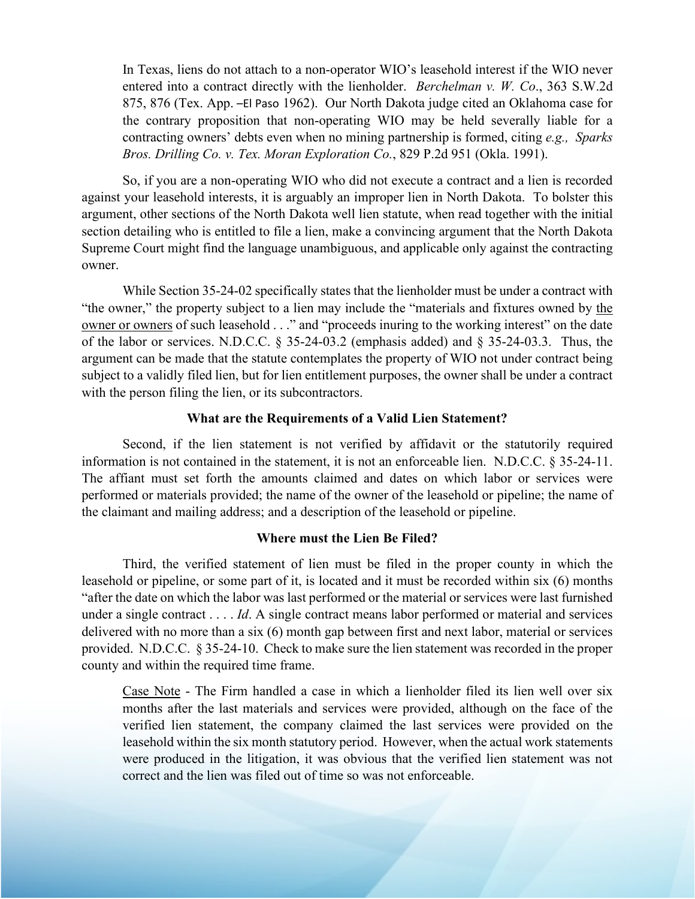> In Texas, liens do not attach to a non-operator WIO's leasehold interest if the WIO never entered into a contract directly with the lienholder. *Berchelman v. W. Co*., 363 S.W.2d 875, 876 (Tex. App. –El Paso 1962). Our North Dakota judge cited an Oklahoma case for the contrary proposition that non-operating WIO may be held severally liable for a contracting owners' debts even when no mining partnership is formed, citing *e.g., Sparks Bros. Drilling Co. v. Tex. Moran Exploration Co.*, 829 P.2d 951 (Okla. 1991).

So, if you are a non-operating WIO who did not execute a contract and a lien is recorded against your leasehold interests, it is arguably an improper lien in North Dakota. To bolster this argument, other sections of the North Dakota well lien statute, when read together with the initial section detailing who is entitled to file a lien, make a convincing argument that the North Dakota Supreme Court might find the language unambiguous, and applicable only against the contracting owner.

While Section 35-24-02 specifically states that the lienholder must be under a contract with "the owner," the property subject to a lien may include the "materials and fixtures owned by <u>the owner or owners</u> of such leasehold . . ." and "proceeds inuring to the working interest" on the date of the labor or services. N.D.C.C. § 35-24-03.2 (emphasis added) and § 35-24-03.3. Thus, the argument can be made that the statute contemplates the property of WIO not under contract being subject to a validly filed lien, but for lien entitlement purposes, the owner shall be under a contract with the person filing the lien, or its subcontractors.

### What are the Requirements of a Valid Lien Statement?

Second, if the lien statement is not verified by affidavit or the statutorily required information is not contained in the statement, it is not an enforceable lien. N.D.C.C. § 35-24-11. The affiant must set forth the amounts claimed and dates on which labor or services were performed or materials provided; the name of the owner of the leasehold or pipeline; the name of the claimant and mailing address; and a description of the leasehold or pipeline.

### Where must the Lien Be Filed?

Third, the verified statement of lien must be filed in the proper county in which the leasehold or pipeline, or some part of it, is located and it must be recorded within six (6) months "after the date on which the labor was last performed or the material or services were last furnished under a single contract . . . . *Id*. A single contract means labor performed or material and services delivered with no more than a six (6) month gap between first and next labor, material or services provided. N.D.C.C. § 35-24-10. Check to make sure the lien statement was recorded in the proper county and within the required time frame.

> <u>Case Note</u> - The Firm handled a case in which a lienholder filed its lien well over six months after the last materials and services were provided, although on the face of the verified lien statement, the company claimed the last services were provided on the leasehold within the six month statutory period. However, when the actual work statements were produced in the litigation, it was obvious that the verified lien statement was not correct and the lien was filed out of time so was not enforceable.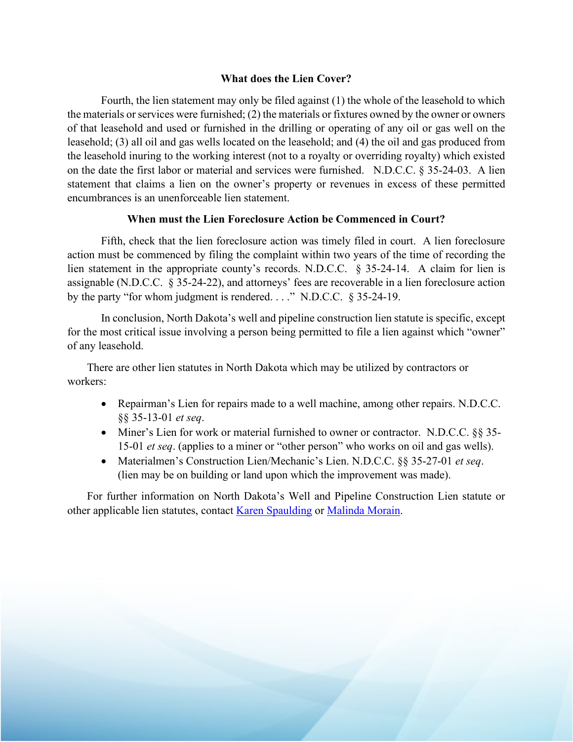### What does the Lien Cover?

Fourth, the lien statement may only be filed against (1) the whole of the leasehold to which the materials or services were furnished; (2) the materials or fixtures owned by the owner or owners of that leasehold and used or furnished in the drilling or operating of any oil or gas well on the leasehold; (3) all oil and gas wells located on the leasehold; and (4) the oil and gas produced from the leasehold inuring to the working interest (not to a royalty or overriding royalty) which existed on the date the first labor or material and services were furnished. N.D.C.C. § 35-24-03. A lien statement that claims a lien on the owner's property or revenues in excess of these permitted encumbrances is an unenforceable lien statement.

### When must the Lien Foreclosure Action be Commenced in Court?

Fifth, check that the lien foreclosure action was timely filed in court. A lien foreclosure action must be commenced by filing the complaint within two years of the time of recording the lien statement in the appropriate county's records. N.D.C.C. § 35-24-14. A claim for lien is assignable (N.D.C.C. § 35-24-22), and attorneys' fees are recoverable in a lien foreclosure action by the party "for whom judgment is rendered. . . ." N.D.C.C. § 35-24-19.

In conclusion, North Dakota's well and pipeline construction lien statute is specific, except for the most critical issue involving a person being permitted to file a lien against which "owner" of any leasehold.

There are other lien statutes in North Dakota which may be utilized by contractors or workers:

- Repairman's Lien for repairs made to a well machine, among other repairs. N.D.C.C. §§ 35-13-01 *et seq*.
- Miner's Lien for work or material furnished to owner or contractor. N.D.C.C. §§ 35-15-01 *et seq*. (applies to a miner or "other person" who works on oil and gas wells).
- Materialmen's Construction Lien/Mechanic's Lien. N.D.C.C. §§ 35-27-01 *et seq*. (lien may be on building or land upon which the improvement was made).

For further information on North Dakota's Well and Pipeline Construction Lien statute or other applicable lien statutes, contact Karen Spaulding or Malinda Morain.